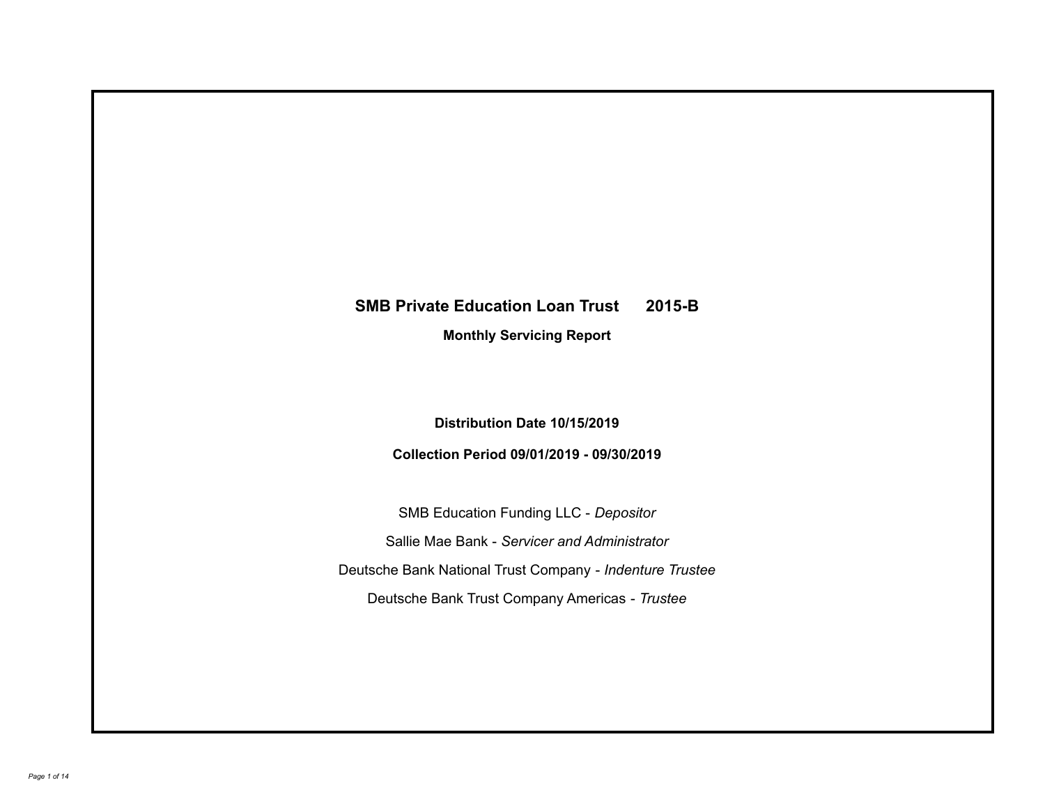# SMB Private Education Loan Trust 2015-B

## Monthly Servicing Report

**Distribution Date 10/15/2019**

**Collection Period 09/01/2019 - 09/30/2019**

SMB Education Funding LLC - *Depositor*

Sallie Mae Bank - *Servicer and Administrator*

Deutsche Bank National Trust Company - *Indenture Trustee*

Deutsche Bank Trust Company Americas - *Trustee*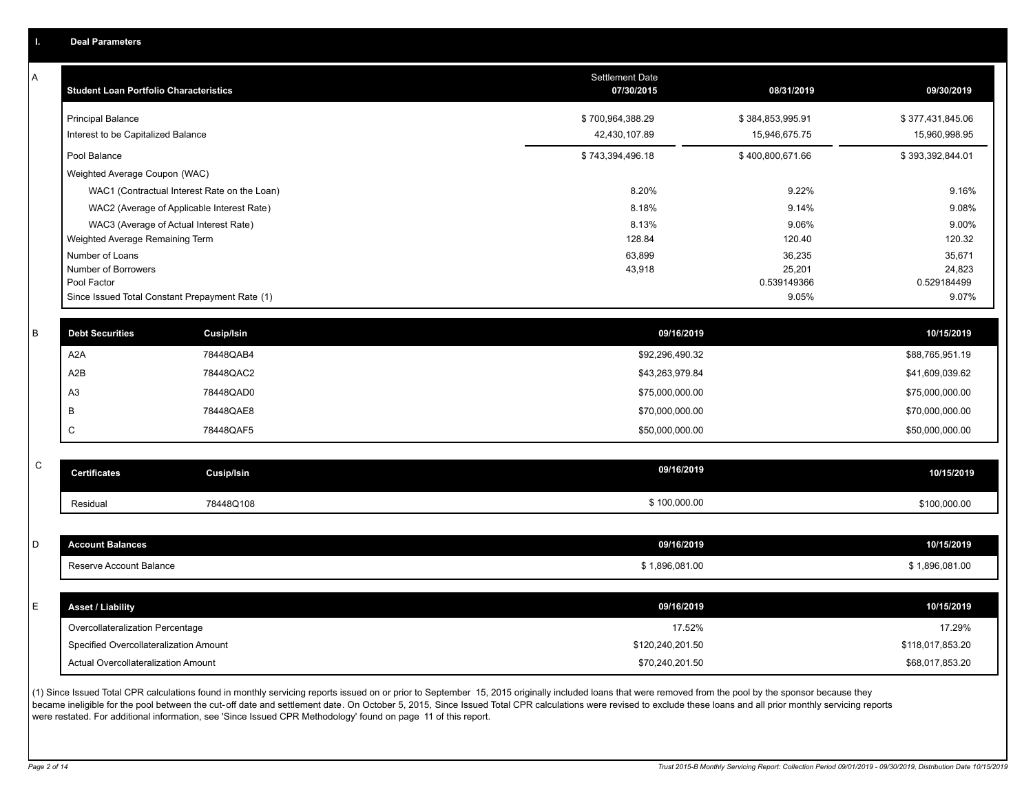## I. Deal Parameters

### A

| Student Loan Portfolio Characteristics | Settlement Date 07/30/2015 | 08/31/2019 | 09/30/2019 |
|---|---|---|---|
| Principal Balance | $ 700,964,388.29 | $ 384,853,995.91 | $ 377,431,845.06 |
| Interest to be Capitalized Balance | 42,430,107.89 | 15,946,675.75 | 15,960,998.95 |
| Pool Balance | $ 743,394,496.18 | $ 400,800,671.66 | $ 393,392,844.01 |
| Weighted Average Coupon (WAC) | | | |
| WAC1 (Contractual Interest Rate on the Loan) | 8.20% | 9.22% | 9.16% |
| WAC2 (Average of Applicable Interest Rate) | 8.18% | 9.14% | 9.08% |
| WAC3 (Average of Actual Interest Rate) | 8.13% | 9.06% | 9.00% |
| Weighted Average Remaining Term | 128.84 | 120.40 | 120.32 |
| Number of Loans | 63,899 | 36,235 | 35,671 |
| Number of Borrowers | 43,918 | 25,201 | 24,823 |
| Pool Factor | | 0.539149366 | 0.529184499 |
| Since Issued Total Constant Prepayment Rate (1) | | 9.05% | 9.07% |

### B

| Debt Securities | Cusip/Isin | 09/16/2019 | 10/15/2019 |
|---|---|---|---|
| A2A | 78448QAB4 | $92,296,490.32 | $88,765,951.19 |
| A2B | 78448QAC2 | $43,263,979.84 | $41,609,039.62 |
| A3 | 78448QAD0 | $75,000,000.00 | $75,000,000.00 |
| B | 78448QAE8 | $70,000,000.00 | $70,000,000.00 |
| C | 78448QAF5 | $50,000,000.00 | $50,000,000.00 |

### C

| Certificates | Cusip/Isin | 09/16/2019 | 10/15/2019 |
|---|---|---|---|
| Residual | 78448Q108 | $ 100,000.00 | $100,000.00 |

### D

| Account Balances | 09/16/2019 | 10/15/2019 |
|---|---|---|
| Reserve Account Balance | $ 1,896,081.00 | $ 1,896,081.00 |

### E

| Asset / Liability | 09/16/2019 | 10/15/2019 |
|---|---|---|
| Overcollateralization Percentage | 17.52% | 17.29% |
| Specified Overcollateralization Amount | $120,240,201.50 | $118,017,853.20 |
| Actual Overcollateralization Amount | $70,240,201.50 | $68,017,853.20 |

(1) Since Issued Total CPR calculations found in monthly servicing reports issued on or prior to September 15, 2015 originally included loans that were removed from the pool by the sponsor because they became ineligible for the pool between the cut-off date and settlement date. On October 5, 2015, Since Issued Total CPR calculations were revised to exclude these loans and all prior monthly servicing reports were restated. For additional information, see 'Since Issued CPR Methodology' found on page 11 of this report.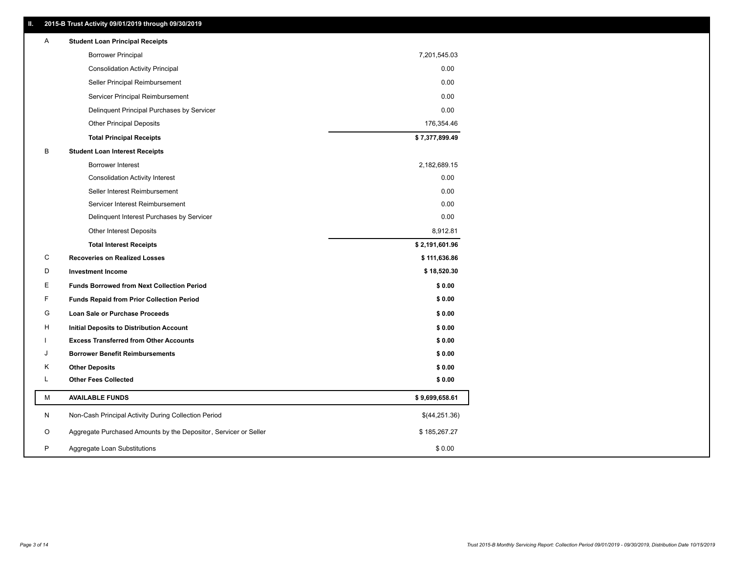## II. 2015-B Trust Activity 09/01/2019 through 09/30/2019

| | | |
|---|---|---|
| A | **Student Loan Principal Receipts** | |
| | Borrower Principal | 7,201,545.03 |
| | Consolidation Activity Principal | 0.00 |
| | Seller Principal Reimbursement | 0.00 |
| | Servicer Principal Reimbursement | 0.00 |
| | Delinquent Principal Purchases by Servicer | 0.00 |
| | Other Principal Deposits | 176,354.46 |
| | **Total Principal Receipts** | **$ 7,377,899.49** |
| B | **Student Loan Interest Receipts** | |
| | Borrower Interest | 2,182,689.15 |
| | Consolidation Activity Interest | 0.00 |
| | Seller Interest Reimbursement | 0.00 |
| | Servicer Interest Reimbursement | 0.00 |
| | Delinquent Interest Purchases by Servicer | 0.00 |
| | Other Interest Deposits | 8,912.81 |
| | **Total Interest Receipts** | **$ 2,191,601.96** |
| C | **Recoveries on Realized Losses** | **$ 111,636.86** |
| D | **Investment Income** | **$ 18,520.30** |
| E | **Funds Borrowed from Next Collection Period** | **$ 0.00** |
| F | **Funds Repaid from Prior Collection Period** | **$ 0.00** |
| G | **Loan Sale or Purchase Proceeds** | **$ 0.00** |
| H | **Initial Deposits to Distribution Account** | **$ 0.00** |
| I | **Excess Transferred from Other Accounts** | **$ 0.00** |
| J | **Borrower Benefit Reimbursements** | **$ 0.00** |
| K | **Other Deposits** | **$ 0.00** |
| L | **Other Fees Collected** | **$ 0.00** |
| M | **AVAILABLE FUNDS** | **$ 9,699,658.61** |
| N | Non-Cash Principal Activity During Collection Period | $(44,251.36) |
| O | Aggregate Purchased Amounts by the Depositor, Servicer or Seller | $ 185,267.27 |
| P | Aggregate Loan Substitutions | $ 0.00 |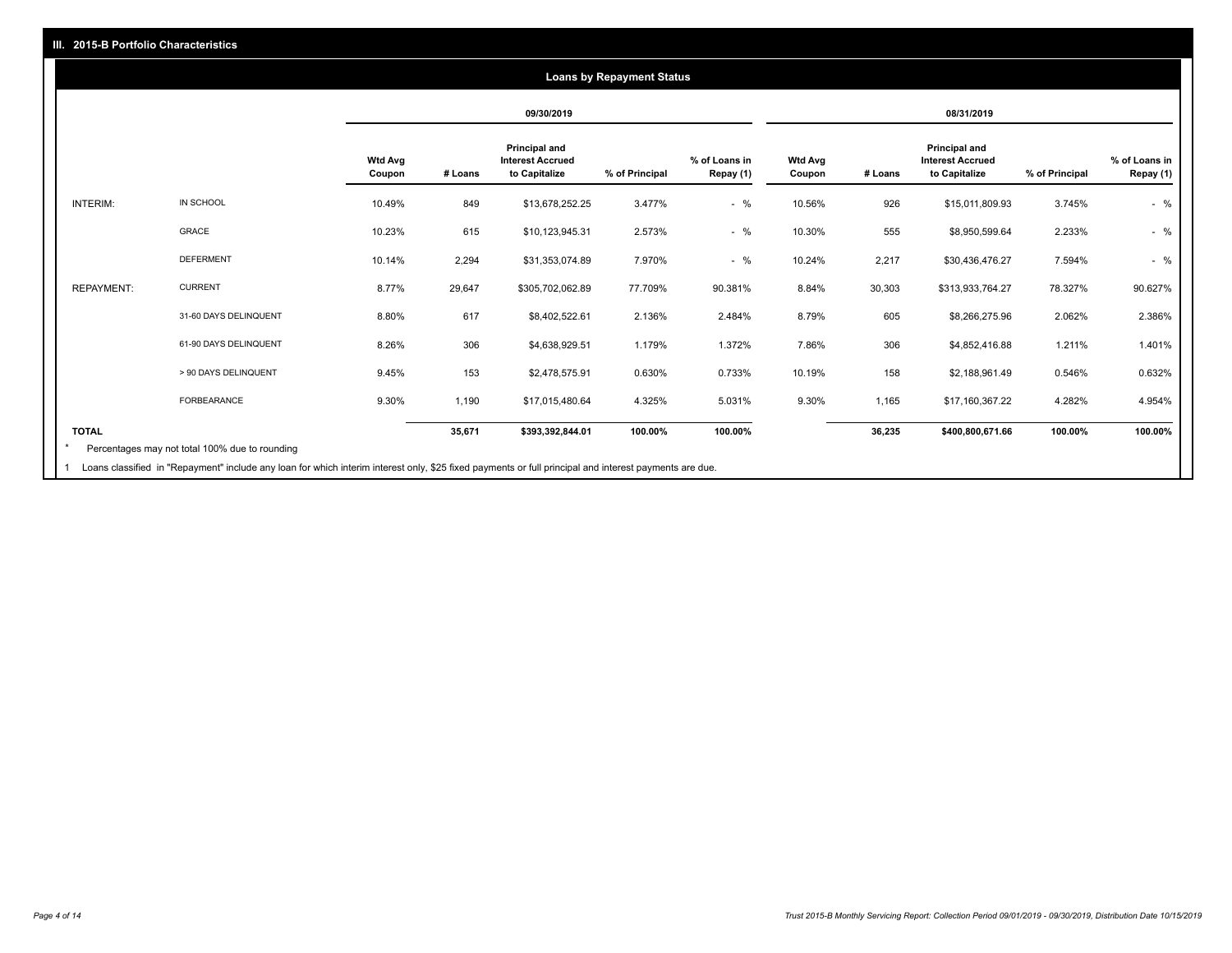## III. 2015-B Portfolio Characteristics

### Loans by Repayment Status

| | | 09/30/2019 | | | | | 08/31/2019 | | | | |
|---|---|---|---|---|---|---|---|---|---|---|---|
| | | Wtd Avg Coupon | # Loans | Principal and Interest Accrued to Capitalize | % of Principal | % of Loans in Repay (1) | Wtd Avg Coupon | # Loans | Principal and Interest Accrued to Capitalize | % of Principal | % of Loans in Repay (1) |
| INTERIM: | IN SCHOOL | 10.49% | 849 | $13,678,252.25 | 3.477% | - % | 10.56% | 926 | $15,011,809.93 | 3.745% | - % |
| | GRACE | 10.23% | 615 | $10,123,945.31 | 2.573% | - % | 10.30% | 555 | $8,950,599.64 | 2.233% | - % |
| | DEFERMENT | 10.14% | 2,294 | $31,353,074.89 | 7.970% | - % | 10.24% | 2,217 | $30,436,476.27 | 7.594% | - % |
| REPAYMENT: | CURRENT | 8.77% | 29,647 | $305,702,062.89 | 77.709% | 90.381% | 8.84% | 30,303 | $313,933,764.27 | 78.327% | 90.627% |
| | 31-60 DAYS DELINQUENT | 8.80% | 617 | $8,402,522.61 | 2.136% | 2.484% | 8.79% | 605 | $8,266,275.96 | 2.062% | 2.386% |
| | 61-90 DAYS DELINQUENT | 8.26% | 306 | $4,638,929.51 | 1.179% | 1.372% | 7.86% | 306 | $4,852,416.88 | 1.211% | 1.401% |
| | > 90 DAYS DELINQUENT | 9.45% | 153 | $2,478,575.91 | 0.630% | 0.733% | 10.19% | 158 | $2,188,961.49 | 0.546% | 0.632% |
| | FORBEARANCE | 9.30% | 1,190 | $17,015,480.64 | 4.325% | 5.031% | 9.30% | 1,165 | $17,160,367.22 | 4.282% | 4.954% |
| TOTAL | | | 35,671 | $393,392,844.01 | 100.00% | 100.00% | | 36,235 | $400,800,671.66 | 100.00% | 100.00% |

* Percentages may not total 100% due to rounding

1 Loans classified in "Repayment" include any loan for which interim interest only, $25 fixed payments or full principal and interest payments are due.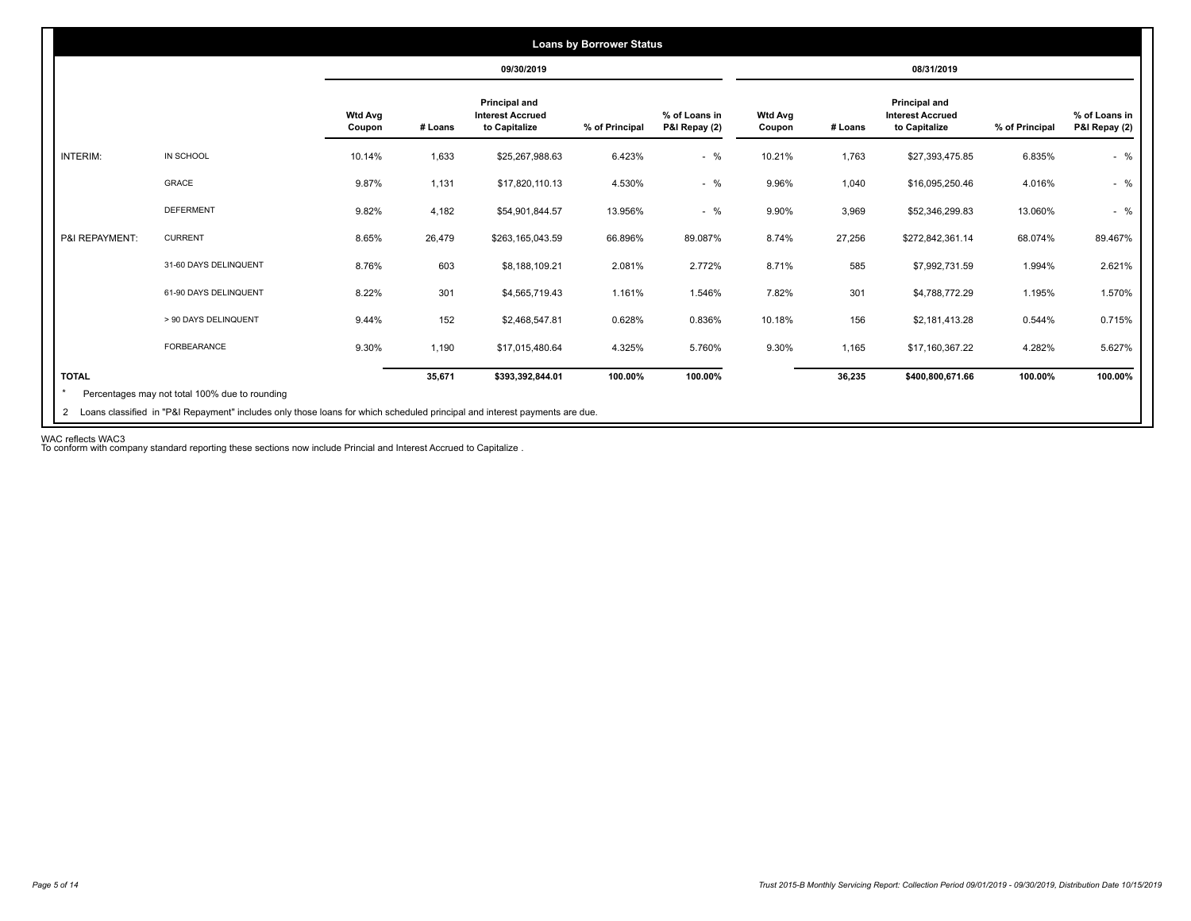## Loans by Borrower Status

| | | 09/30/2019 | | | | | 08/31/2019 | | | | |
|---|---|---|---|---|---|---|---|---|---|---|---|
| | | Wtd Avg Coupon | # Loans | Principal and Interest Accrued to Capitalize | % of Principal | % of Loans in P&I Repay (2) | Wtd Avg Coupon | # Loans | Principal and Interest Accrued to Capitalize | % of Principal | % of Loans in P&I Repay (2) |
| INTERIM: | IN SCHOOL | 10.14% | 1,633 | $25,267,988.63 | 6.423% | - % | 10.21% | 1,763 | $27,393,475.85 | 6.835% | - % |
| | GRACE | 9.87% | 1,131 | $17,820,110.13 | 4.530% | - % | 9.96% | 1,040 | $16,095,250.46 | 4.016% | - % |
| | DEFERMENT | 9.82% | 4,182 | $54,901,844.57 | 13.956% | - % | 9.90% | 3,969 | $52,346,299.83 | 13.060% | - % |
| P&I REPAYMENT: | CURRENT | 8.65% | 26,479 | $263,165,043.59 | 66.896% | 89.087% | 8.74% | 27,256 | $272,842,361.14 | 68.074% | 89.467% |
| | 31-60 DAYS DELINQUENT | 8.76% | 603 | $8,188,109.21 | 2.081% | 2.772% | 8.71% | 585 | $7,992,731.59 | 1.994% | 2.621% |
| | 61-90 DAYS DELINQUENT | 8.22% | 301 | $4,565,719.43 | 1.161% | 1.546% | 7.82% | 301 | $4,788,772.29 | 1.195% | 1.570% |
| | > 90 DAYS DELINQUENT | 9.44% | 152 | $2,468,547.81 | 0.628% | 0.836% | 10.18% | 156 | $2,181,413.28 | 0.544% | 0.715% |
| | FORBEARANCE | 9.30% | 1,190 | $17,015,480.64 | 4.325% | 5.760% | 9.30% | 1,165 | $17,160,367.22 | 4.282% | 5.627% |
| **TOTAL** | | | **35,671** | **$393,392,844.01** | **100.00%** | **100.00%** | | **36,235** | **$400,800,671.66** | **100.00%** | **100.00%** |

* Percentages may not total 100% due to rounding

2 Loans classified in "P&I Repayment" includes only those loans for which scheduled principal and interest payments are due.

WAC reflects WAC3
To conform with company standard reporting these sections now include Princial and Interest Accrued to Capitalize .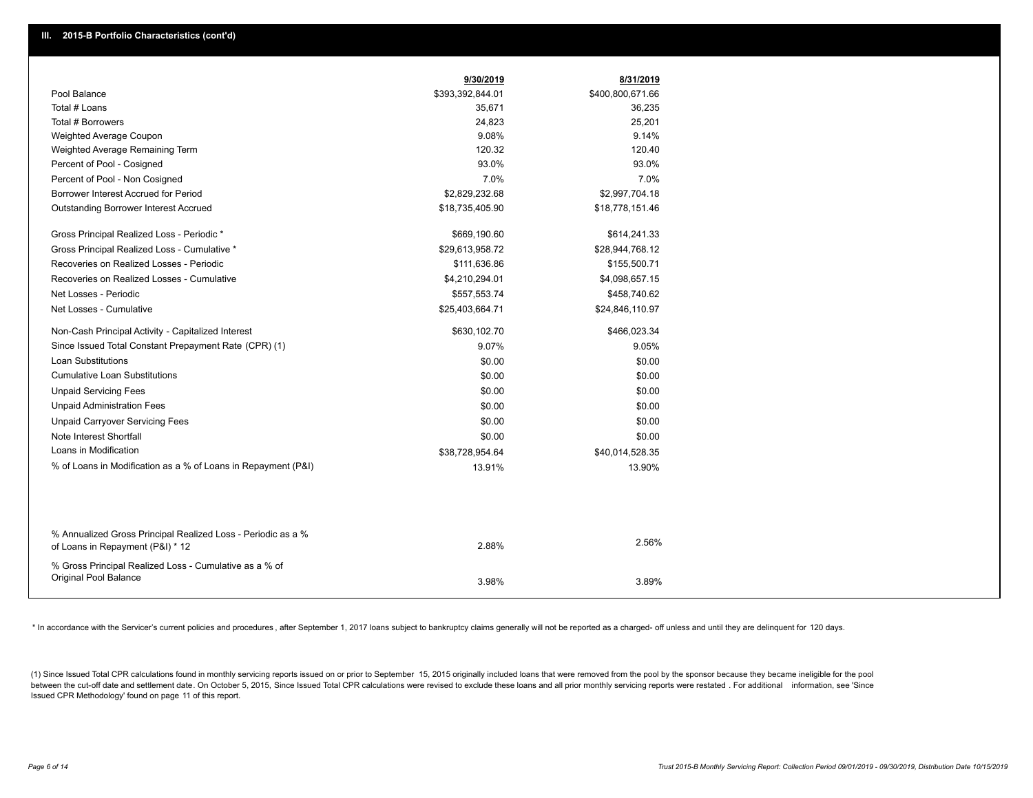## III. 2015-B Portfolio Characteristics (cont'd)

| | 9/30/2019 | 8/31/2019 |
|---|---|---|
| Pool Balance | $393,392,844.01 | $400,800,671.66 |
| Total # Loans | 35,671 | 36,235 |
| Total # Borrowers | 24,823 | 25,201 |
| Weighted Average Coupon | 9.08% | 9.14% |
| Weighted Average Remaining Term | 120.32 | 120.40 |
| Percent of Pool - Cosigned | 93.0% | 93.0% |
| Percent of Pool - Non Cosigned | 7.0% | 7.0% |
| Borrower Interest Accrued for Period | $2,829,232.68 | $2,997,704.18 |
| Outstanding Borrower Interest Accrued | $18,735,405.90 | $18,778,151.46 |
| Gross Principal Realized Loss - Periodic * | $669,190.60 | $614,241.33 |
| Gross Principal Realized Loss - Cumulative * | $29,613,958.72 | $28,944,768.12 |
| Recoveries on Realized Losses - Periodic | $111,636.86 | $155,500.71 |
| Recoveries on Realized Losses - Cumulative | $4,210,294.01 | $4,098,657.15 |
| Net Losses - Periodic | $557,553.74 | $458,740.62 |
| Net Losses - Cumulative | $25,403,664.71 | $24,846,110.97 |
| Non-Cash Principal Activity - Capitalized Interest | $630,102.70 | $466,023.34 |
| Since Issued Total Constant Prepayment Rate (CPR) (1) | 9.07% | 9.05% |
| Loan Substitutions | $0.00 | $0.00 |
| Cumulative Loan Substitutions | $0.00 | $0.00 |
| Unpaid Servicing Fees | $0.00 | $0.00 |
| Unpaid Administration Fees | $0.00 | $0.00 |
| Unpaid Carryover Servicing Fees | $0.00 | $0.00 |
| Note Interest Shortfall | $0.00 | $0.00 |
| Loans in Modification | $38,728,954.64 | $40,014,528.35 |
| % of Loans in Modification as a % of Loans in Repayment (P&I) | 13.91% | 13.90% |
| % Annualized Gross Principal Realized Loss - Periodic as a % of Loans in Repayment (P&I) * 12 | 2.88% | 2.56% |
| % Gross Principal Realized Loss - Cumulative as a % of Original Pool Balance | 3.98% | 3.89% |

* In accordance with the Servicer's current policies and procedures, after September 1, 2017 loans subject to bankruptcy claims generally will not be reported as a charged- off unless and until they are delinquent for 120 days.

(1) Since Issued Total CPR calculations found in monthly servicing reports issued on or prior to September 15, 2015 originally included loans that were removed from the pool by the sponsor because they became ineligible for the pool between the cut-off date and settlement date. On October 5, 2015, Since Issued Total CPR calculations were revised to exclude these loans and all prior monthly servicing reports were restated . For additional information, see 'Since Issued CPR Methodology' found on page 11 of this report.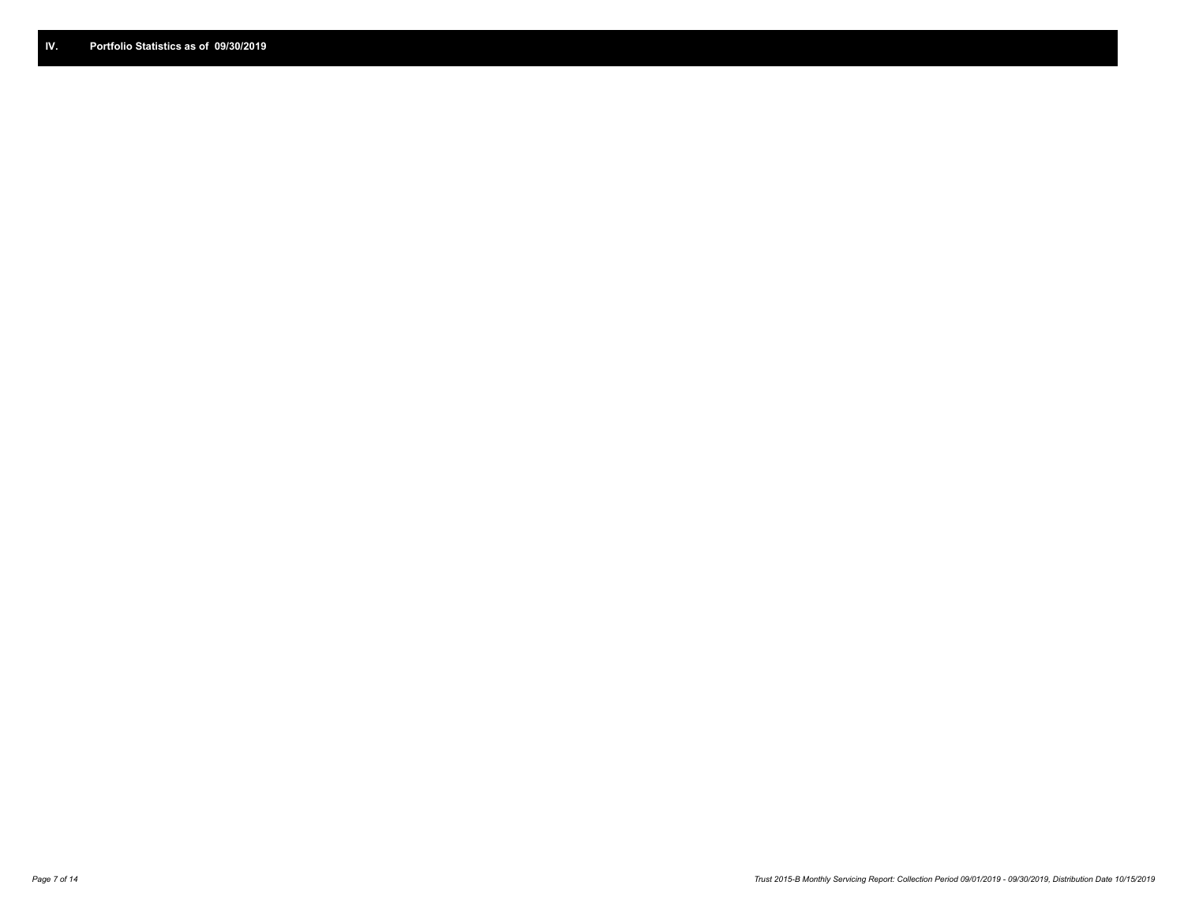## IV. Portfolio Statistics as of 09/30/2019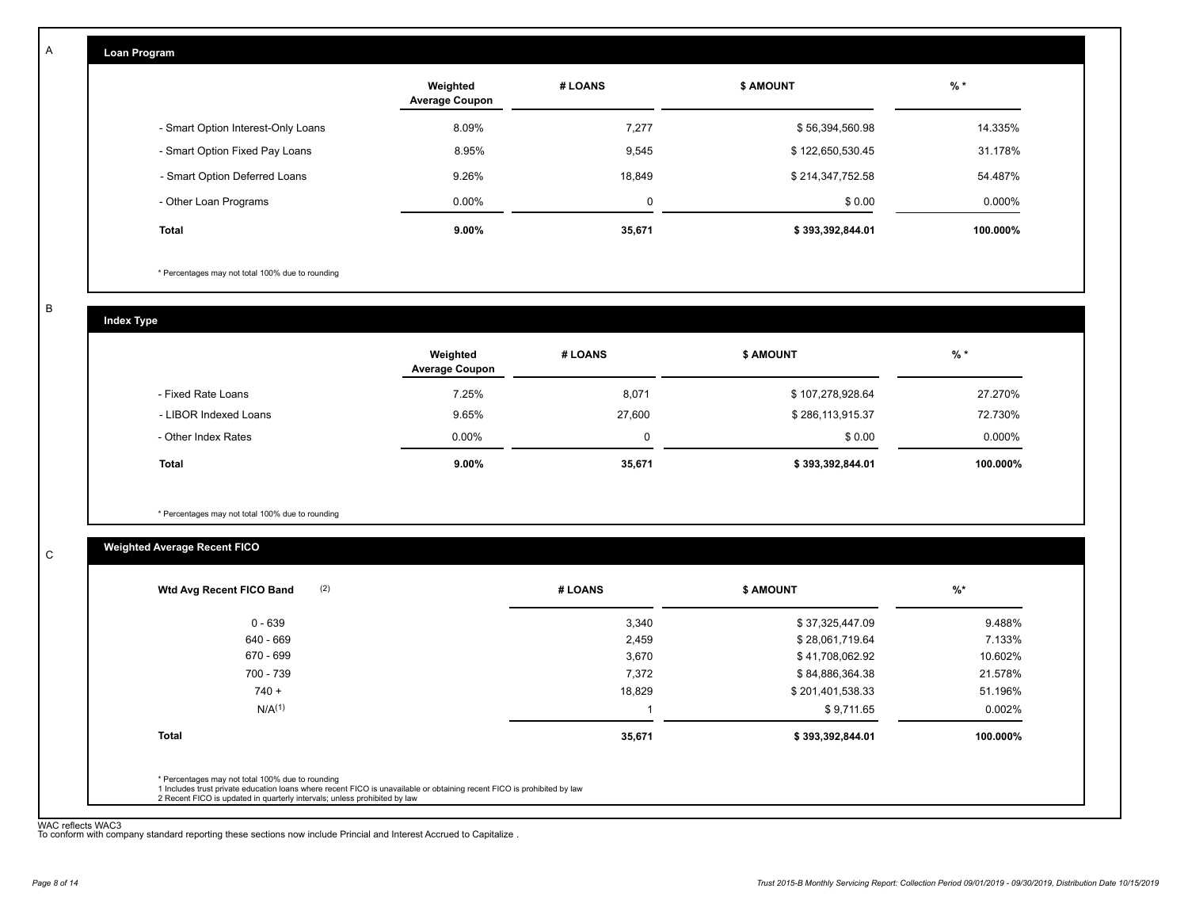A

## Loan Program

| | Weighted Average Coupon | # LOANS | $ AMOUNT | % * |
|---|---|---|---|---|
| - Smart Option Interest-Only Loans | 8.09% | 7,277 | $ 56,394,560.98 | 14.335% |
| - Smart Option Fixed Pay Loans | 8.95% | 9,545 | $ 122,650,530.45 | 31.178% |
| - Smart Option Deferred Loans | 9.26% | 18,849 | $ 214,347,752.58 | 54.487% |
| - Other Loan Programs | 0.00% | 0 | $ 0.00 | 0.000% |
| **Total** | **9.00%** | **35,671** | **$ 393,392,844.01** | **100.000%** |

* Percentages may not total 100% due to rounding

B

## Index Type

| | Weighted Average Coupon | # LOANS | $ AMOUNT | % * |
|---|---|---|---|---|
| - Fixed Rate Loans | 7.25% | 8,071 | $ 107,278,928.64 | 27.270% |
| - LIBOR Indexed Loans | 9.65% | 27,600 | $ 286,113,915.37 | 72.730% |
| - Other Index Rates | 0.00% | 0 | $ 0.00 | 0.000% |
| **Total** | **9.00%** | **35,671** | **$ 393,392,844.01** | **100.000%** |

* Percentages may not total 100% due to rounding

C

## Weighted Average Recent FICO

| Wtd Avg Recent FICO Band (2) | # LOANS | $ AMOUNT | %* |
|---|---|---|---|
| 0 - 639 | 3,340 | $ 37,325,447.09 | 9.488% |
| 640 - 669 | 2,459 | $ 28,061,719.64 | 7.133% |
| 670 - 699 | 3,670 | $ 41,708,062.92 | 10.602% |
| 700 - 739 | 7,372 | $ 84,886,364.38 | 21.578% |
| 740 + | 18,829 | $ 201,401,538.33 | 51.196% |
| N/A(1) | 1 | $ 9,711.65 | 0.002% |
| **Total** | **35,671** | **$ 393,392,844.01** | **100.000%** |

* Percentages may not total 100% due to rounding
1 Includes trust private education loans where recent FICO is unavailable or obtaining recent FICO is prohibited by law
2 Recent FICO is updated in quarterly intervals; unless prohibited by law

WAC reflects WAC3
To conform with company standard reporting these sections now include Princial and Interest Accrued to Capitalize .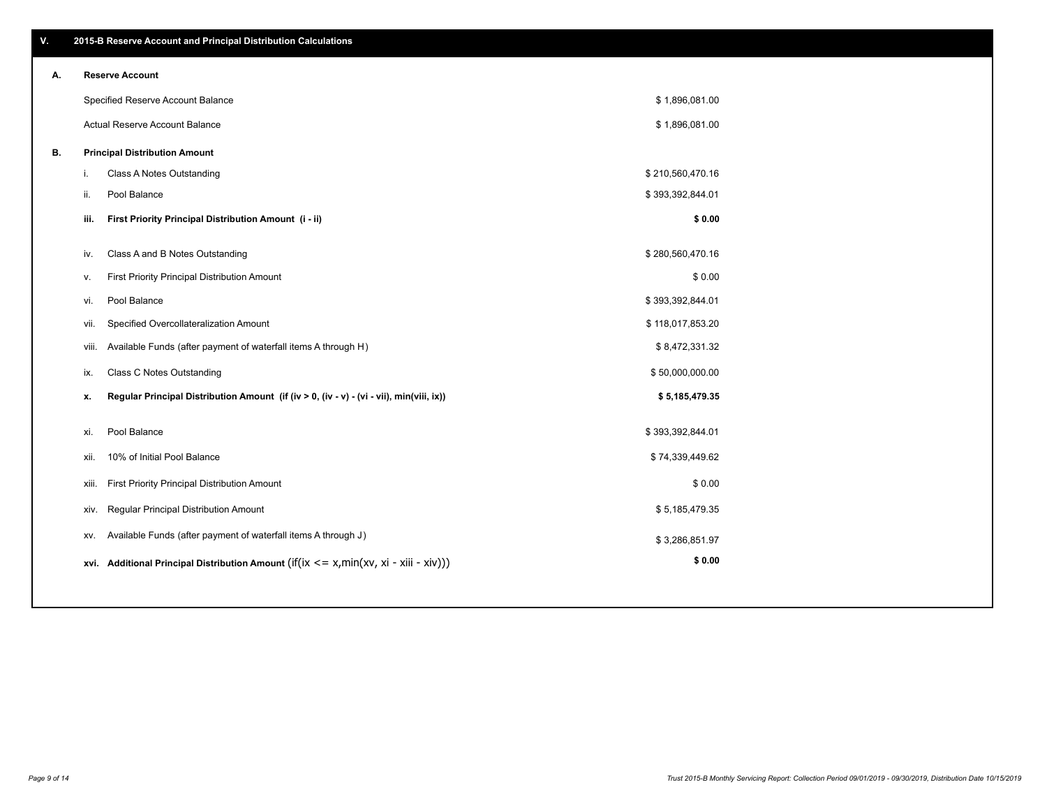## V. 2015-B Reserve Account and Principal Distribution Calculations

### A. Reserve Account

| | |
|---|---|
| Specified Reserve Account Balance | $ 1,896,081.00 |
| Actual Reserve Account Balance | $ 1,896,081.00 |

### B. Principal Distribution Amount

| | | |
|---|---|---|
| i. | Class A Notes Outstanding | $ 210,560,470.16 |
| ii. | Pool Balance | $ 393,392,844.01 |
| **iii.** | **First Priority Principal Distribution Amount (i - ii)** | **$ 0.00** |
| iv. | Class A and B Notes Outstanding | $ 280,560,470.16 |
| v. | First Priority Principal Distribution Amount | $ 0.00 |
| vi. | Pool Balance | $ 393,392,844.01 |
| vii. | Specified Overcollateralization Amount | $ 118,017,853.20 |
| viii. | Available Funds (after payment of waterfall items A through H) | $ 8,472,331.32 |
| ix. | Class C Notes Outstanding | $ 50,000,000.00 |
| **x.** | **Regular Principal Distribution Amount (if (iv > 0, (iv - v) - (vi - vii), min(viii, ix))** | **$ 5,185,479.35** |
| xi. | Pool Balance | $ 393,392,844.01 |
| xii. | 10% of Initial Pool Balance | $ 74,339,449.62 |
| xiii. | First Priority Principal Distribution Amount | $ 0.00 |
| xiv. | Regular Principal Distribution Amount | $ 5,185,479.35 |
| xv. | Available Funds (after payment of waterfall items A through J) | $ 3,286,851.97 |
| **xvi.** | **Additional Principal Distribution Amount** (if(ix <= x,min(xv, xi - xiii - xiv))) | **$ 0.00** |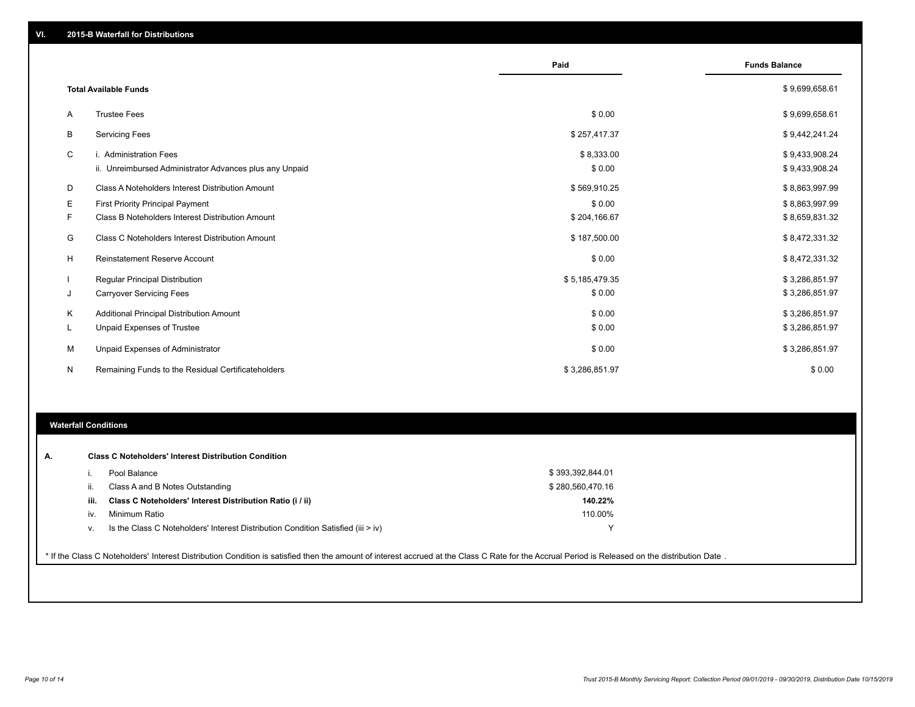## VI. 2015-B Waterfall for Distributions

| | | Paid | Funds Balance |
|---|---|---|---|
| | **Total Available Funds** | | $ 9,699,658.61 |
| A | Trustee Fees | $ 0.00 | $ 9,699,658.61 |
| B | Servicing Fees | $ 257,417.37 | $ 9,442,241.24 |
| C | i. Administration Fees | $ 8,333.00 | $ 9,433,908.24 |
| | ii. Unreimbursed Administrator Advances plus any Unpaid | $ 0.00 | $ 9,433,908.24 |
| D | Class A Noteholders Interest Distribution Amount | $ 569,910.25 | $ 8,863,997.99 |
| E | First Priority Principal Payment | $ 0.00 | $ 8,863,997.99 |
| F | Class B Noteholders Interest Distribution Amount | $ 204,166.67 | $ 8,659,831.32 |
| G | Class C Noteholders Interest Distribution Amount | $ 187,500.00 | $ 8,472,331.32 |
| H | Reinstatement Reserve Account | $ 0.00 | $ 8,472,331.32 |
| I | Regular Principal Distribution | $ 5,185,479.35 | $ 3,286,851.97 |
| J | Carryover Servicing Fees | $ 0.00 | $ 3,286,851.97 |
| K | Additional Principal Distribution Amount | $ 0.00 | $ 3,286,851.97 |
| L | Unpaid Expenses of Trustee | $ 0.00 | $ 3,286,851.97 |
| M | Unpaid Expenses of Administrator | $ 0.00 | $ 3,286,851.97 |
| N | Remaining Funds to the Residual Certificateholders | $ 3,286,851.97 | $ 0.00 |

### Waterfall Conditions

**A. Class C Noteholders' Interest Distribution Condition**

| | | |
|---|---|---|
| i. | Pool Balance | $ 393,392,844.01 |
| ii. | Class A and B Notes Outstanding | $ 280,560,470.16 |
| **iii.** | **Class C Noteholders' Interest Distribution Ratio (i / ii)** | **140.22%** |
| iv. | Minimum Ratio | 110.00% |
| v. | Is the Class C Noteholders' Interest Distribution Condition Satisfied (iii > iv) | Y |

* If the Class C Noteholders' Interest Distribution Condition is satisfied then the amount of interest accrued at the Class C Rate for the Accrual Period is Released on the distribution Date .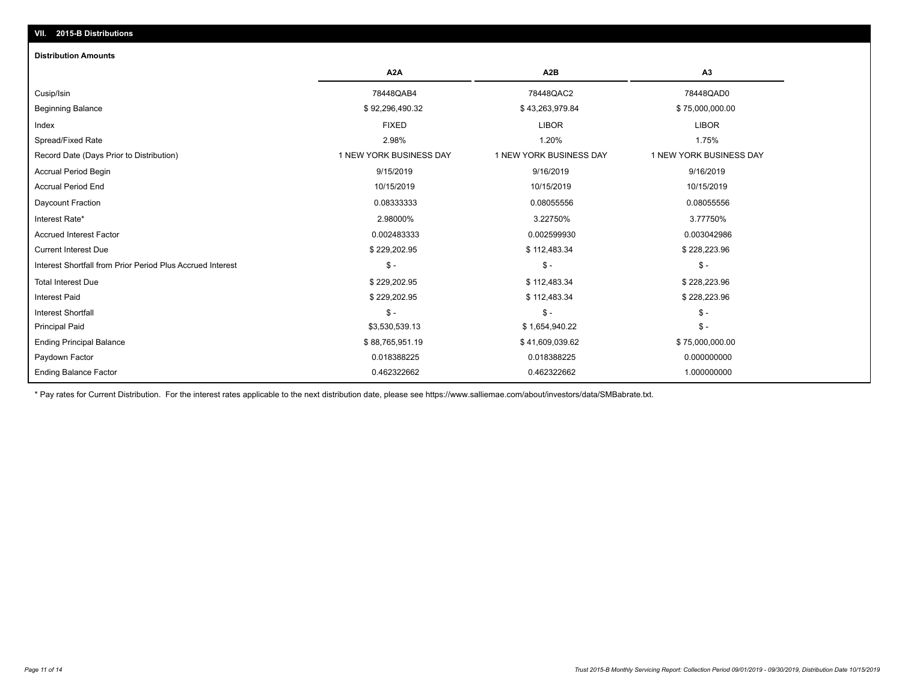## VII. 2015-B Distributions

### Distribution Amounts

| | A2A | A2B | A3 |
|---|---|---|---|
| Cusip/Isin | 78448QAB4 | 78448QAC2 | 78448QAD0 |
| Beginning Balance | $ 92,296,490.32 | $ 43,263,979.84 | $ 75,000,000.00 |
| Index | FIXED | LIBOR | LIBOR |
| Spread/Fixed Rate | 2.98% | 1.20% | 1.75% |
| Record Date (Days Prior to Distribution) | 1 NEW YORK BUSINESS DAY | 1 NEW YORK BUSINESS DAY | 1 NEW YORK BUSINESS DAY |
| Accrual Period Begin | 9/15/2019 | 9/16/2019 | 9/16/2019 |
| Accrual Period End | 10/15/2019 | 10/15/2019 | 10/15/2019 |
| Daycount Fraction | 0.08333333 | 0.08055556 | 0.08055556 |
| Interest Rate* | 2.98000% | 3.22750% | 3.77750% |
| Accrued Interest Factor | 0.002483333 | 0.002599930 | 0.003042986 |
| Current Interest Due | $ 229,202.95 | $ 112,483.34 | $ 228,223.96 |
| Interest Shortfall from Prior Period Plus Accrued Interest | $ - | $ - | $ - |
| Total Interest Due | $ 229,202.95 | $ 112,483.34 | $ 228,223.96 |
| Interest Paid | $ 229,202.95 | $ 112,483.34 | $ 228,223.96 |
| Interest Shortfall | $ - | $ - | $ - |
| Principal Paid | $3,530,539.13 | $ 1,654,940.22 | $ - |
| Ending Principal Balance | $ 88,765,951.19 | $ 41,609,039.62 | $ 75,000,000.00 |
| Paydown Factor | 0.018388225 | 0.018388225 | 0.000000000 |
| Ending Balance Factor | 0.462322662 | 0.462322662 | 1.000000000 |

* Pay rates for Current Distribution. For the interest rates applicable to the next distribution date, please see https://www.salliemae.com/about/investors/data/SMBabrate.txt.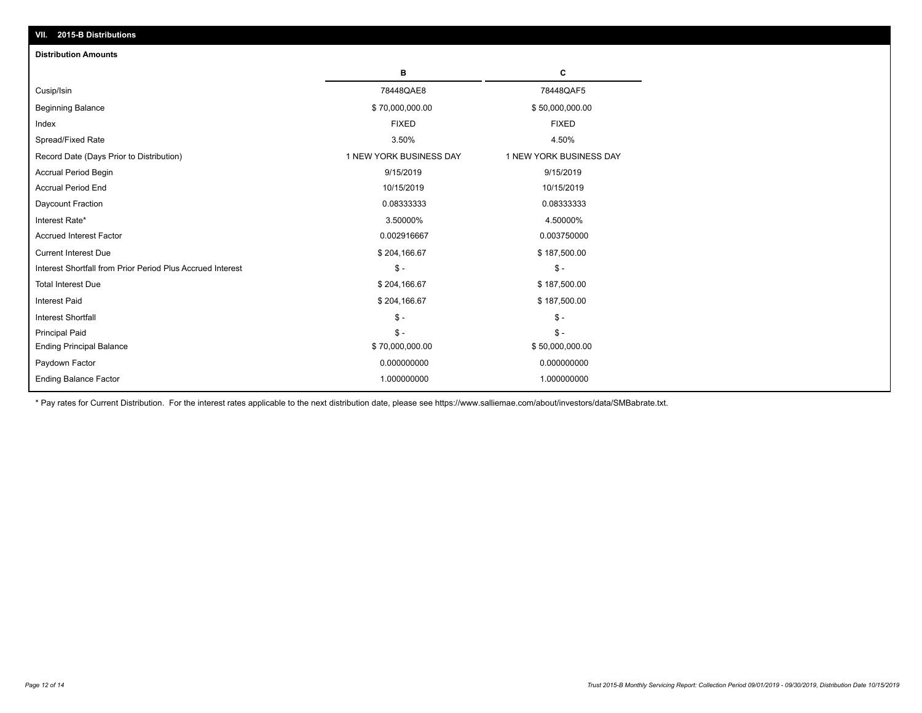## VII. 2015-B Distributions

### Distribution Amounts

| | B | C |
|---|---|---|
| Cusip/Isin | 78448QAE8 | 78448QAF5 |
| Beginning Balance | $ 70,000,000.00 | $ 50,000,000.00 |
| Index | FIXED | FIXED |
| Spread/Fixed Rate | 3.50% | 4.50% |
| Record Date (Days Prior to Distribution) | 1 NEW YORK BUSINESS DAY | 1 NEW YORK BUSINESS DAY |
| Accrual Period Begin | 9/15/2019 | 9/15/2019 |
| Accrual Period End | 10/15/2019 | 10/15/2019 |
| Daycount Fraction | 0.08333333 | 0.08333333 |
| Interest Rate* | 3.50000% | 4.50000% |
| Accrued Interest Factor | 0.002916667 | 0.003750000 |
| Current Interest Due | $ 204,166.67 | $ 187,500.00 |
| Interest Shortfall from Prior Period Plus Accrued Interest | $ - | $ - |
| Total Interest Due | $ 204,166.67 | $ 187,500.00 |
| Interest Paid | $ 204,166.67 | $ 187,500.00 |
| Interest Shortfall | $ - | $ - |
| Principal Paid | $ - | $ - |
| Ending Principal Balance | $ 70,000,000.00 | $ 50,000,000.00 |
| Paydown Factor | 0.000000000 | 0.000000000 |
| Ending Balance Factor | 1.000000000 | 1.000000000 |

* Pay rates for Current Distribution. For the interest rates applicable to the next distribution date, please see https://www.salliemae.com/about/investors/data/SMBabrate.txt.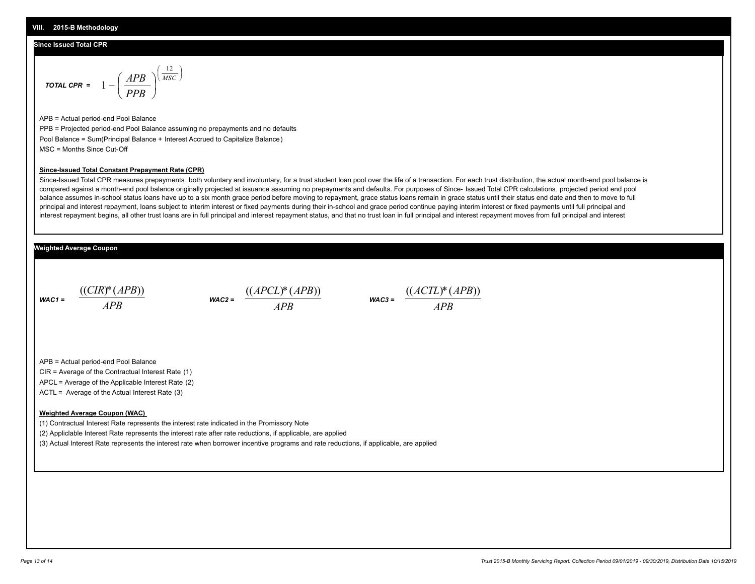## VIII. 2015-B Methodology

### Since Issued Total CPR

$$TOTAL\ CPR = 1 - \left(\frac{APB}{PPB}\right)^{\left(\frac{12}{MSC}\right)}$$

APB = Actual period-end Pool Balance

PPB = Projected period-end Pool Balance assuming no prepayments and no defaults

Pool Balance = Sum(Principal Balance + Interest Accrued to Capitalize Balance)

MSC = Months Since Cut-Off

**Since-Issued Total Constant Prepayment Rate (CPR)**

Since-Issued Total CPR measures prepayments, both voluntary and involuntary, for a trust student loan pool over the life of a transaction. For each trust distribution, the actual month-end pool balance is compared against a month-end pool balance originally projected at issuance assuming no prepayments and defaults. For purposes of Since- Issued Total CPR calculations, projected period end pool balance assumes in-school status loans have up to a six month grace period before moving to repayment, grace status loans remain in grace status until their status end date and then to move to full principal and interest repayment, loans subject to interim interest or fixed payments during their in-school and grace period continue paying interim interest or fixed payments until full principal and interest repayment begins, all other trust loans are in full principal and interest repayment status, and that no trust loan in full principal and interest repayment moves from full principal and interest

### Weighted Average Coupon

$$WAC1 = \frac{((CIR)*(APB))}{APB}$$

$$WAC2 = \frac{((APCL)*(APB))}{APB}$$

$$WAC3 = \frac{((ACTL)*(APB))}{APB}$$

APB = Actual period-end Pool Balance

CIR = Average of the Contractual Interest Rate (1)

APCL = Average of the Applicable Interest Rate (2)

ACTL = Average of the Actual Interest Rate (3)

**Weighted Average Coupon (WAC)**

(1) Contractual Interest Rate represents the interest rate indicated in the Promissory Note

(2) Appliclable Interest Rate represents the interest rate after rate reductions, if applicable, are applied

(3) Actual Interest Rate represents the interest rate when borrower incentive programs and rate reductions, if applicable, are applied